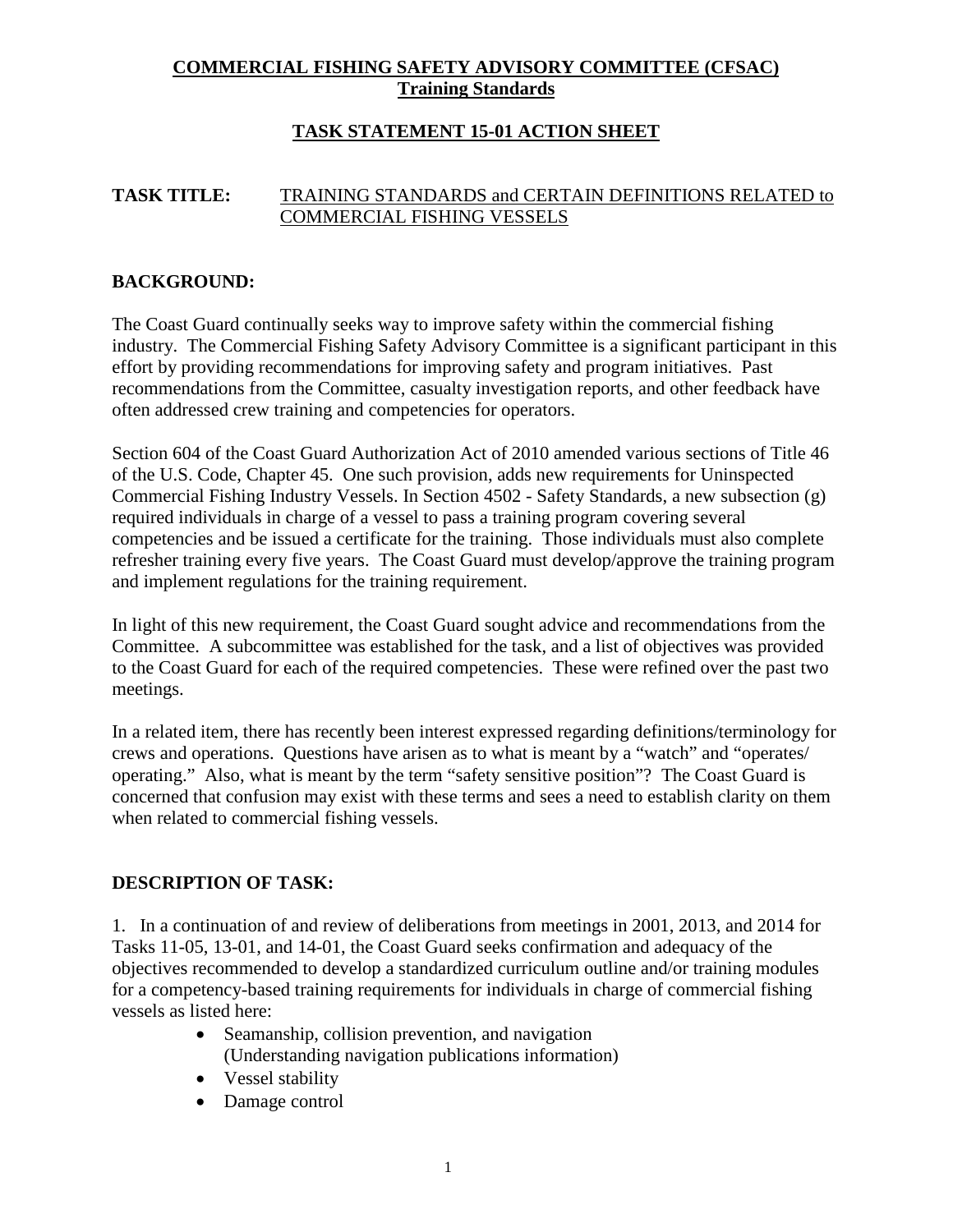**COMMERCIAL FISHING SAFETY ADVISORY COMMITTEE (CFSAC)**
**Training Standards**

**TASK STATEMENT 15-01 ACTION SHEET**

**TASK TITLE:** TRAINING STANDARDS and CERTAIN DEFINITIONS RELATED to COMMERCIAL FISHING VESSELS

## BACKGROUND:

The Coast Guard continually seeks way to improve safety within the commercial fishing industry. The Commercial Fishing Safety Advisory Committee is a significant participant in this effort by providing recommendations for improving safety and program initiatives. Past recommendations from the Committee, casualty investigation reports, and other feedback have often addressed crew training and competencies for operators.

Section 604 of the Coast Guard Authorization Act of 2010 amended various sections of Title 46 of the U.S. Code, Chapter 45. One such provision, adds new requirements for Uninspected Commercial Fishing Industry Vessels. In Section 4502 - Safety Standards, a new subsection (g) required individuals in charge of a vessel to pass a training program covering several competencies and be issued a certificate for the training. Those individuals must also complete refresher training every five years. The Coast Guard must develop/approve the training program and implement regulations for the training requirement.

In light of this new requirement, the Coast Guard sought advice and recommendations from the Committee. A subcommittee was established for the task, and a list of objectives was provided to the Coast Guard for each of the required competencies. These were refined over the past two meetings.

In a related item, there has recently been interest expressed regarding definitions/terminology for crews and operations. Questions have arisen as to what is meant by a "watch" and "operates/ operating." Also, what is meant by the term "safety sensitive position"? The Coast Guard is concerned that confusion may exist with these terms and sees a need to establish clarity on them when related to commercial fishing vessels.

## DESCRIPTION OF TASK:

1. In a continuation of and review of deliberations from meetings in 2001, 2013, and 2014 for Tasks 11-05, 13-01, and 14-01, the Coast Guard seeks confirmation and adequacy of the objectives recommended to develop a standardized curriculum outline and/or training modules for a competency-based training requirements for individuals in charge of commercial fishing vessels as listed here:

- Seamanship, collision prevention, and navigation (Understanding navigation publications information)
- Vessel stability
- Damage control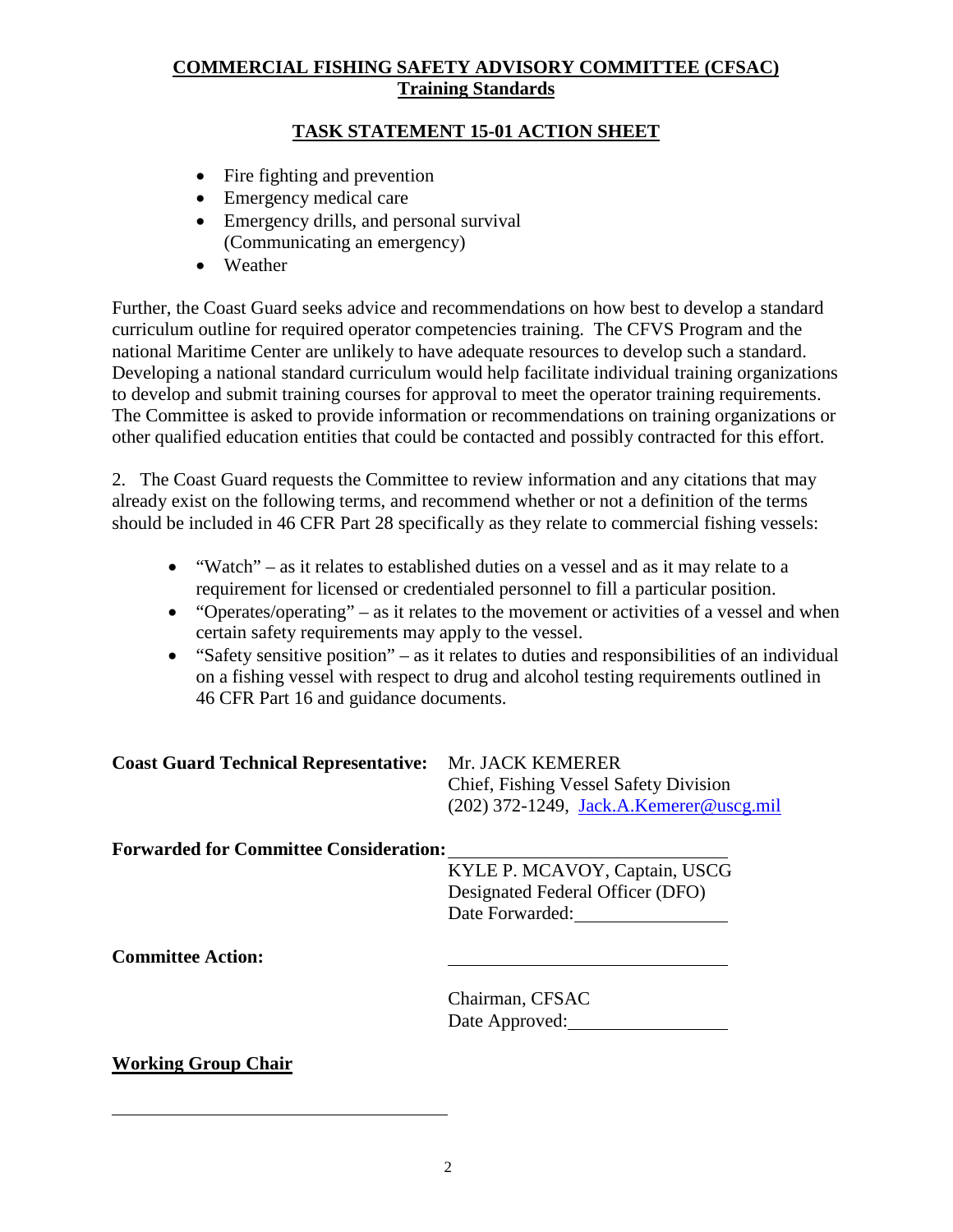**COMMERCIAL FISHING SAFETY ADVISORY COMMITTEE (CFSAC)**
**Training Standards**

**TASK STATEMENT 15-01 ACTION SHEET**

- Fire fighting and prevention
- Emergency medical care
- Emergency drills, and personal survival (Communicating an emergency)
- Weather

Further, the Coast Guard seeks advice and recommendations on how best to develop a standard curriculum outline for required operator competencies training. The CFVS Program and the national Maritime Center are unlikely to have adequate resources to develop such a standard. Developing a national standard curriculum would help facilitate individual training organizations to develop and submit training courses for approval to meet the operator training requirements. The Committee is asked to provide information or recommendations on training organizations or other qualified education entities that could be contacted and possibly contracted for this effort.

2. The Coast Guard requests the Committee to review information and any citations that may already exist on the following terms, and recommend whether or not a definition of the terms should be included in 46 CFR Part 28 specifically as they relate to commercial fishing vessels:

- "Watch" – as it relates to established duties on a vessel and as it may relate to a requirement for licensed or credentialed personnel to fill a particular position.
- "Operates/operating" – as it relates to the movement or activities of a vessel and when certain safety requirements may apply to the vessel.
- "Safety sensitive position" – as it relates to duties and responsibilities of an individual on a fishing vessel with respect to drug and alcohol testing requirements outlined in 46 CFR Part 16 and guidance documents.

**Coast Guard Technical Representative:** Mr. JACK KEMERER
Chief, Fishing Vessel Safety Division
(202) 372-1249, Jack.A.Kemerer@uscg.mil

**Forwarded for Committee Consideration:** ______________________
KYLE P. MCAVOY, Captain, USCG
Designated Federal Officer (DFO)
Date Forwarded: ______________

**Committee Action:** ______________________
Chairman, CFSAC
Date Approved: ______________

**Working Group Chair**

______________________